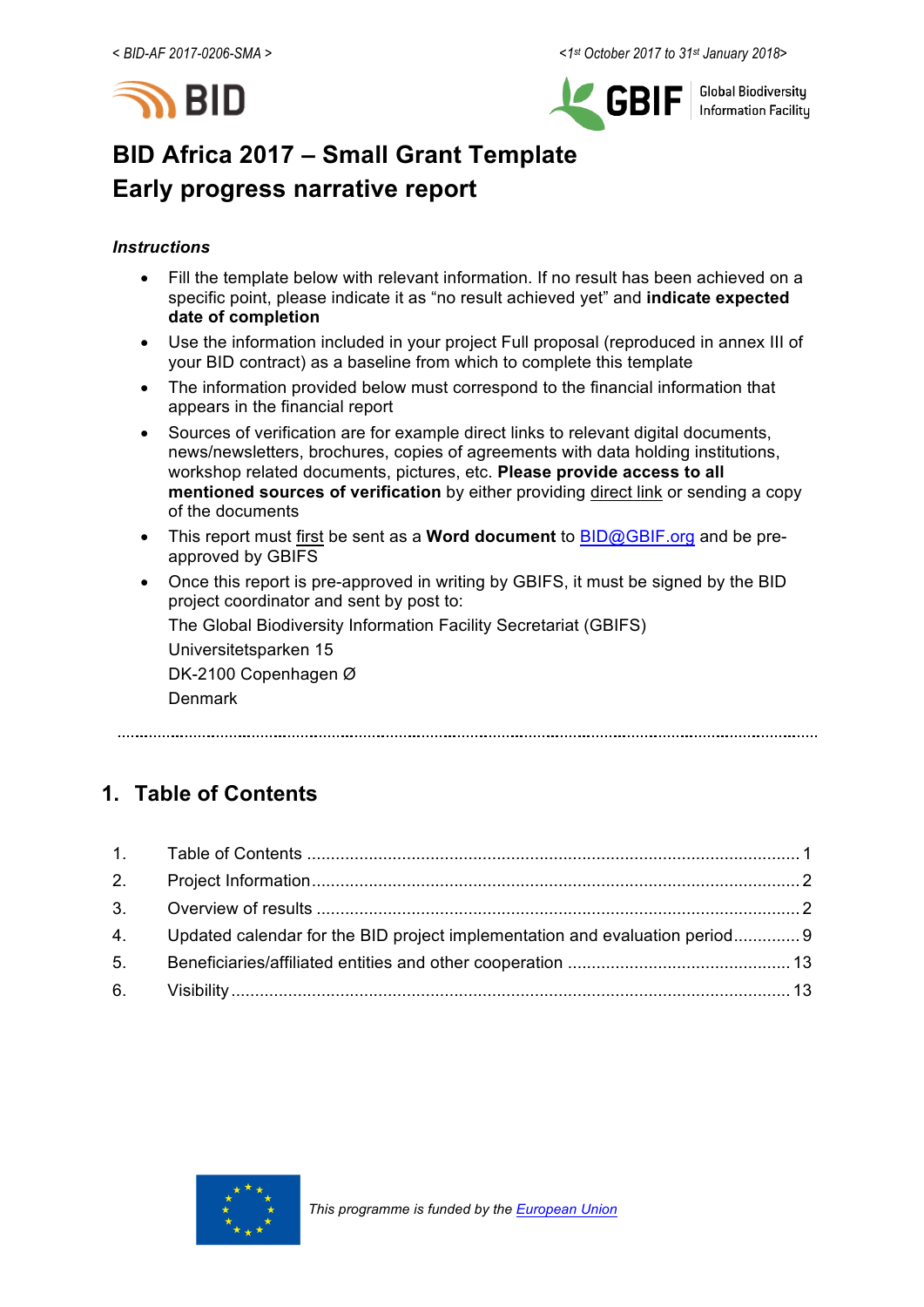< BID-AF 2017-0206-SMA > <1st October 2017 to 31st January 2018>

# BID Africa 2017 – Small Grant Template
# Early progress narrative report

***Instructions***

- Fill the template below with relevant information. If no result has been achieved on a specific point, please indicate it as "no result achieved yet" and **indicate expected date of completion**
- Use the information included in your project Full proposal (reproduced in annex III of your BID contract) as a baseline from which to complete this template
- The information provided below must correspond to the financial information that appears in the financial report
- Sources of verification are for example direct links to relevant digital documents, news/newsletters, brochures, copies of agreements with data holding institutions, workshop related documents, pictures, etc. **Please provide access to all mentioned sources of verification** by either providing direct link or sending a copy of the documents
- This report must first be sent as a **Word document** to BID@GBIF.org and be pre-approved by GBIFS
- Once this report is pre-approved in writing by GBIFS, it must be signed by the BID project coordinator and sent by post to:

  The Global Biodiversity Information Facility Secretariat (GBIFS)
  Universitetsparken 15
  DK-2100 Copenhagen Ø
  Denmark

## 1. Table of Contents

1. Table of Contents ........ 1
2. Project Information ........ 2
3. Overview of results ........ 2
4. Updated calendar for the BID project implementation and evaluation period ........ 9
5. Beneficiaries/affiliated entities and other cooperation ........ 13
6. Visibility ........ 13

*This programme is funded by the European Union*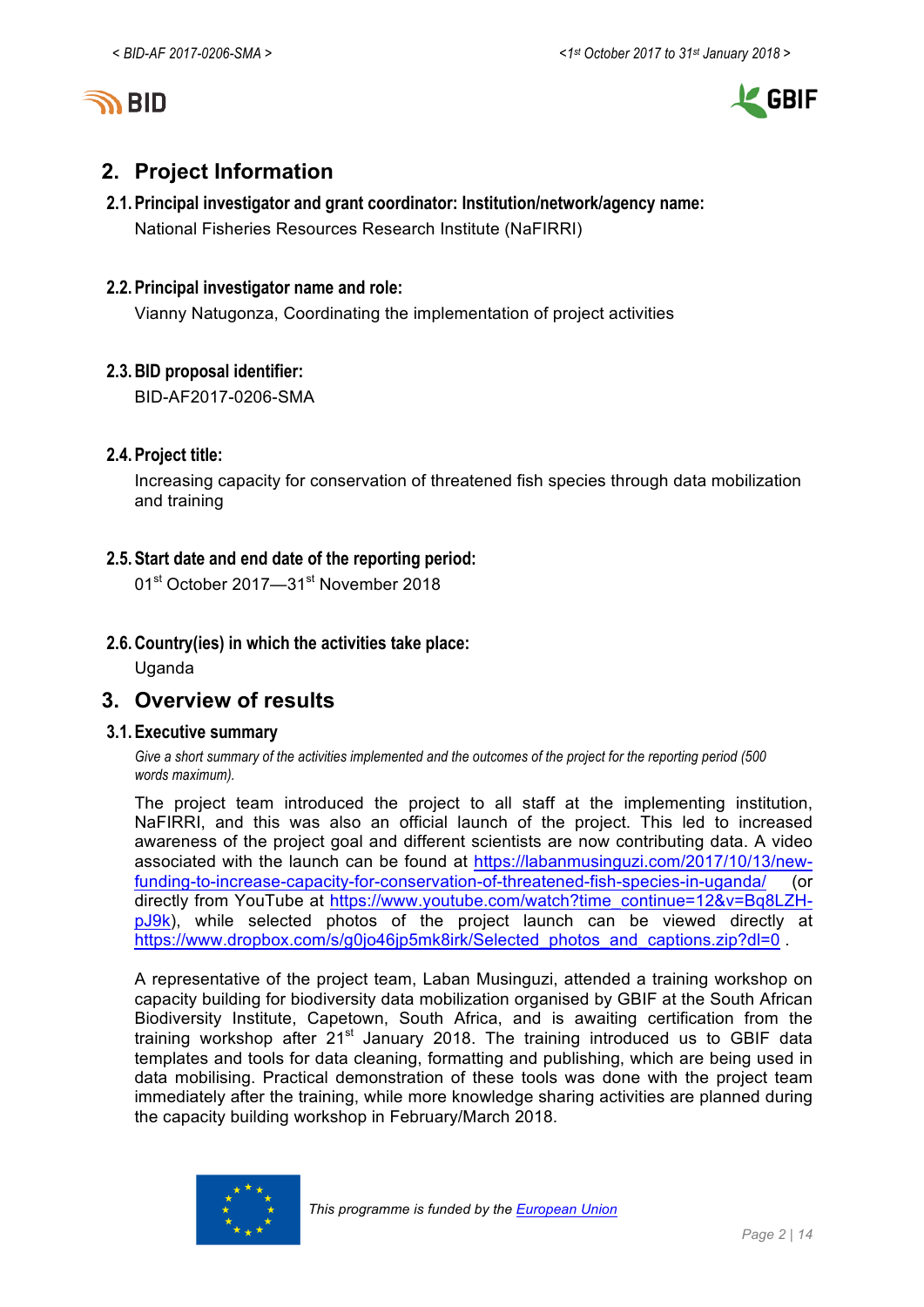## 2. Project Information

### 2.1. Principal investigator and grant coordinator: Institution/network/agency name:

National Fisheries Resources Research Institute (NaFIRRI)

### 2.2. Principal investigator name and role:

Vianny Natugonza, Coordinating the implementation of project activities

### 2.3. BID proposal identifier:

BID-AF2017-0206-SMA

### 2.4. Project title:

Increasing capacity for conservation of threatened fish species through data mobilization and training

### 2.5. Start date and end date of the reporting period:

01st October 2017—31st November 2018

### 2.6. Country(ies) in which the activities take place:

Uganda

## 3. Overview of results

### 3.1. Executive summary

*Give a short summary of the activities implemented and the outcomes of the project for the reporting period (500 words maximum).*

The project team introduced the project to all staff at the implementing institution, NaFIRRI, and this was also an official launch of the project. This led to increased awareness of the project goal and different scientists are now contributing data. A video associated with the launch can be found at https://labanmusinguzi.com/2017/10/13/new-funding-to-increase-capacity-for-conservation-of-threatened-fish-species-in-uganda/ (or directly from YouTube at https://www.youtube.com/watch?time_continue=12&v=Bq8LZH-pJ9k), while selected photos of the project launch can be viewed directly at https://www.dropbox.com/s/g0jo46jp5mk8irk/Selected_photos_and_captions.zip?dl=0 .

A representative of the project team, Laban Musinguzi, attended a training workshop on capacity building for biodiversity data mobilization organised by GBIF at the South African Biodiversity Institute, Capetown, South Africa, and is awaiting certification from the training workshop after 21st January 2018. The training introduced us to GBIF data templates and tools for data cleaning, formatting and publishing, which are being used in data mobilising. Practical demonstration of these tools was done with the project team immediately after the training, while more knowledge sharing activities are planned during the capacity building workshop in February/March 2018.

*This programme is funded by the European Union*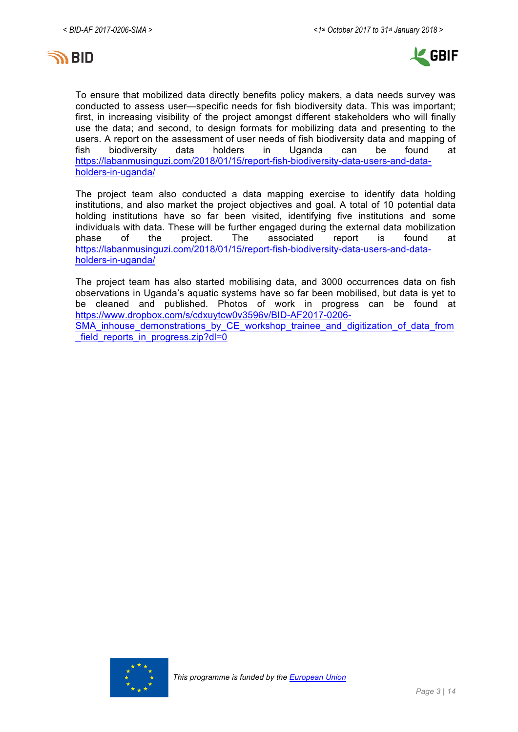To ensure that mobilized data directly benefits policy makers, a data needs survey was conducted to assess user—specific needs for fish biodiversity data. This was important; first, in increasing visibility of the project amongst different stakeholders who will finally use the data; and second, to design formats for mobilizing data and presenting to the users. A report on the assessment of user needs of fish biodiversity data and mapping of fish biodiversity data holders in Uganda can be found at https://labanmusinguzi.com/2018/01/15/report-fish-biodiversity-data-users-and-data-holders-in-uganda/

The project team also conducted a data mapping exercise to identify data holding institutions, and also market the project objectives and goal. A total of 10 potential data holding institutions have so far been visited, identifying five institutions and some individuals with data. These will be further engaged during the external data mobilization phase of the project. The associated report is found at https://labanmusinguzi.com/2018/01/15/report-fish-biodiversity-data-users-and-data-holders-in-uganda/

The project team has also started mobilising data, and 3000 occurrences data on fish observations in Uganda's aquatic systems have so far been mobilised, but data is yet to be cleaned and published. Photos of work in progress can be found at https://www.dropbox.com/s/cdxuytcw0v3596v/BID-AF2017-0206-SMA_inhouse_demonstrations_by_CE_workshop_trainee_and_digitization_of_data_from_field_reports_in_progress.zip?dl=0

This programme is funded by the European Union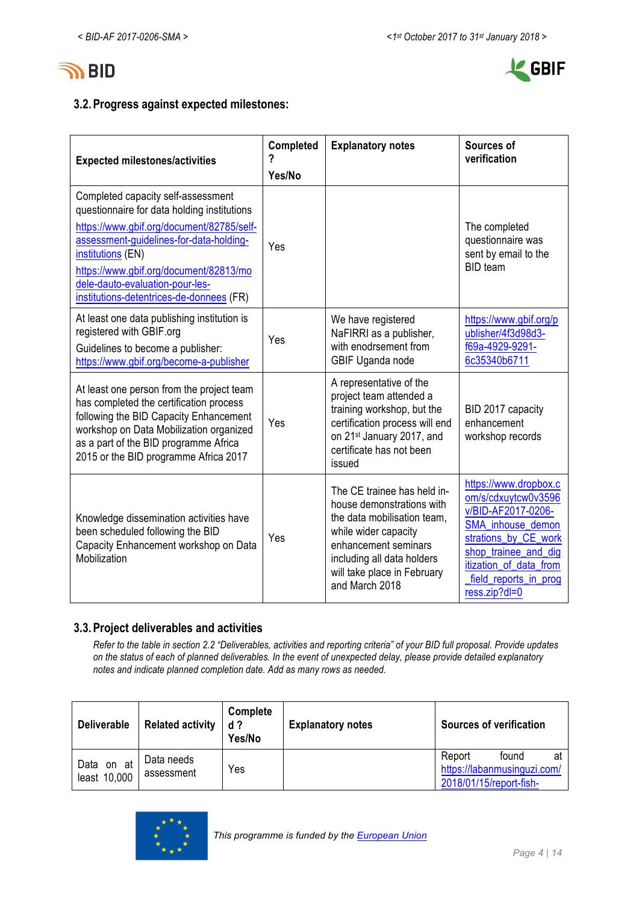## 3.2. Progress against expected milestones:

| Expected milestones/activities | Completed ? Yes/No | Explanatory notes | Sources of verification |
|---|---|---|---|
| Completed capacity self-assessment questionnaire for data holding institutions https://www.gbif.org/document/82785/self-assessment-guidelines-for-data-holding-institutions (EN) https://www.gbif.org/document/82813/modele-dauto-evaluation-pour-les-institutions-detentrices-de-donnees (FR) | Yes | | The completed questionnaire was sent by email to the BID team |
| At least one data publishing institution is registered with GBIF.org Guidelines to become a publisher: https://www.gbif.org/become-a-publisher | Yes | We have registered NaFIRRI as a publisher, with enodrsement from GBIF Uganda node | https://www.gbif.org/publisher/4f3d98d3-f69a-4929-9291-6c35340b6711 |
| At least one person from the project team has completed the certification process following the BID Capacity Enhancement workshop on Data Mobilization organized as a part of the BID programme Africa 2015 or the BID programme Africa 2017 | Yes | A representative of the project team attended a training workshop, but the certification process will end on 21st January 2017, and certificate has not been issued | BID 2017 capacity enhancement workshop records |
| Knowledge dissemination activities have been scheduled following the BID Capacity Enhancement workshop on Data Mobilization | Yes | The CE trainee has held in-house demonstrations with the data mobilisation team, while wider capacity enhancement seminars including all data holders will take place in February and March 2018 | https://www.dropbox.com/s/cdxuytcw0v3596v/BID-AF2017-0206-SMA_inhouse_demonstrations_by_CE_workshop_trainee_and_digitization_of_data_from_field_reports_in_progress.zip?dl=0 |

## 3.3. Project deliverables and activities

*Refer to the table in section 2.2 "Deliverables, activities and reporting criteria" of your BID full proposal. Provide updates on the status of each of planned deliverables. In the event of unexpected delay, please provide detailed explanatory notes and indicate planned completion date. Add as many rows as needed.*

| Deliverable | Related activity | Completed ? Yes/No | Explanatory notes | Sources of verification |
|---|---|---|---|---|
| Data on at least 10,000 | Data needs assessment | Yes | | Report found at https://labanmusinguzi.com/2018/01/15/report-fish- |

*This programme is funded by the European Union*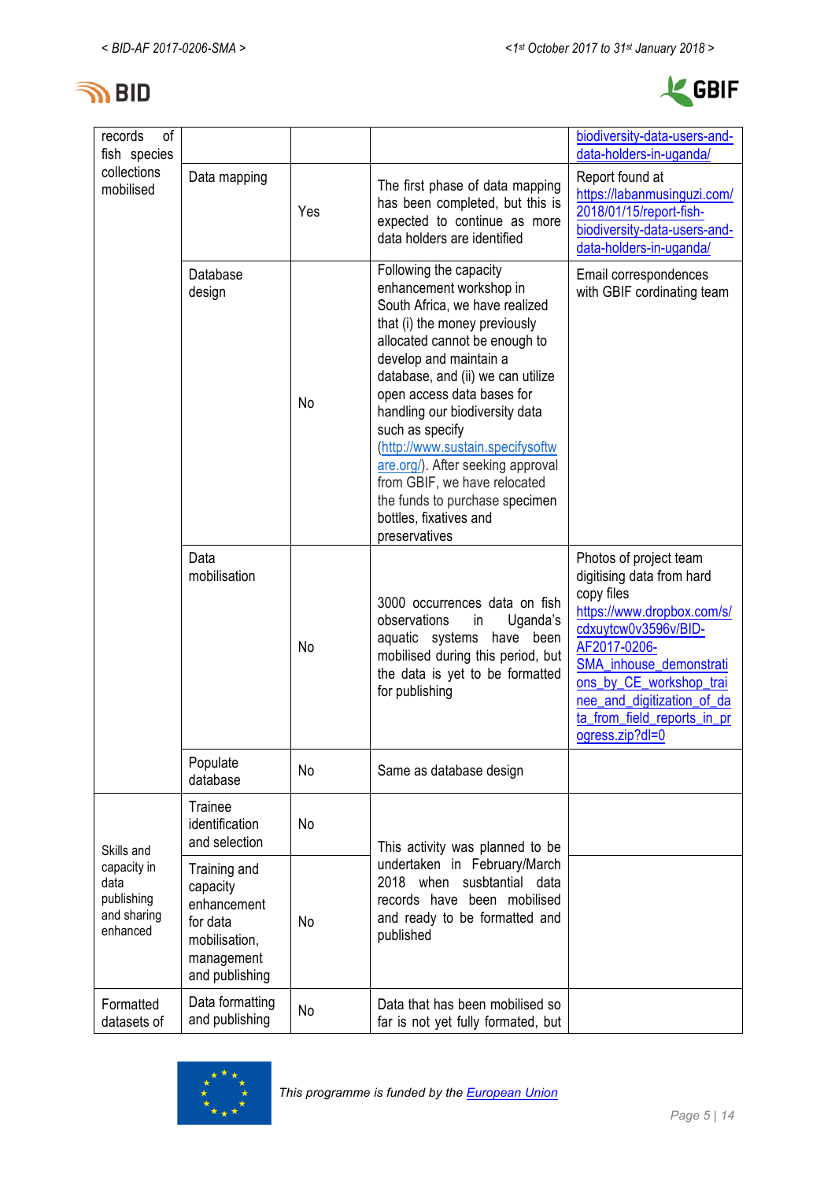| records of fish species collections mobilised | | | | biodiversity-data-users-and-data-holders-in-uganda/ |
|---|---|---|---|---|
| | Data mapping | Yes | The first phase of data mapping has been completed, but this is expected to continue as more data holders are identified | Report found at https://labanmusinguzi.com/2018/01/15/report-fish-biodiversity-data-users-and-data-holders-in-uganda/ |
| | Database design | No | Following the capacity enhancement workshop in South Africa, we have realized that (i) the money previously allocated cannot be enough to develop and maintain a database, and (ii) we can utilize open access data bases for handling our biodiversity data such as specify (http://www.sustain.specifysoftware.org/). After seeking approval from GBIF, we have relocated the funds to purchase specimen bottles, fixatives and preservatives | Email correspondences with GBIF cordinating team |
| | Data mobilisation | No | 3000 occurrences data on fish observations in Uganda's aquatic systems have been mobilised during this period, but the data is yet to be formatted for publishing | Photos of project team digitising data from hard copy files https://www.dropbox.com/s/cdxuytcw0v3596v/BID-AF2017-0206-SMA_inhouse_demonstrations_by_CE_workshop_trainee_and_digitization_of_data_from_field_reports_in_progress.zip?dl=0 |
| | Populate database | No | Same as database design | |
| Skills and capacity in data publishing and sharing enhanced | Trainee identification and selection | No | This activity was planned to be undertaken in February/March 2018 when susbtantial data records have been mobilised and ready to be formatted and published | |
| | Training and capacity enhancement for data mobilisation, management and publishing | No | | |
| Formatted datasets of | Data formatting and publishing | No | Data that has been mobilised so far is not yet fully formated, but | |

*This programme is funded by the European Union*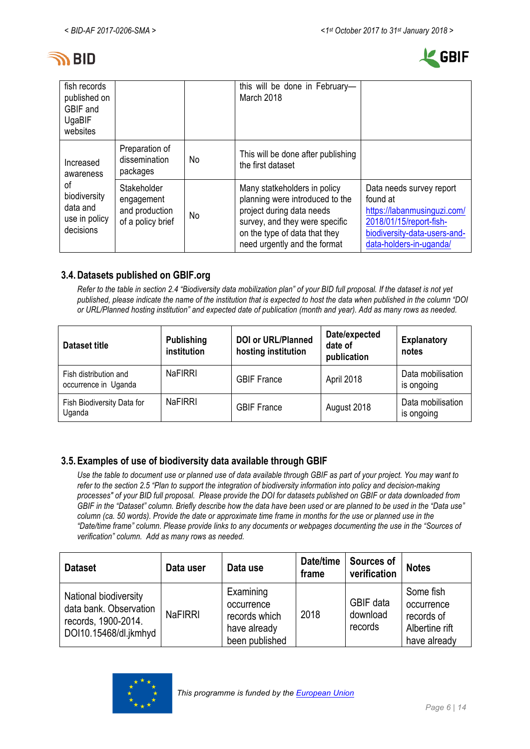| fish records published on GBIF and UgaBIF websites | | | this will be done in February—March 2018 | |
|---|---|---|---|---|
| Increased awareness of biodiversity data and use in policy decisions | Preparation of dissemination packages | No | This will be done after publishing the first dataset | |
| | Stakeholder engagement and production of a policy brief | No | Many statkeholders in policy planning were introduced to the project during data needs survey, and they were specific on the type of data that they need urgently and the format | Data needs survey report found at https://labanmusinguzi.com/2018/01/15/report-fish-biodiversity-data-users-and-data-holders-in-uganda/ |

### 3.4. Datasets published on GBIF.org

*Refer to the table in section 2.4 "Biodiversity data mobilization plan" of your BID full proposal. If the dataset is not yet published, please indicate the name of the institution that is expected to host the data when published in the column "DOI or URL/Planned hosting institution" and expected date of publication (month and year). Add as many rows as needed.*

| Dataset title | Publishing institution | DOI or URL/Planned hosting institution | Date/expected date of publication | Explanatory notes |
|---|---|---|---|---|
| Fish distribution and occurrence in Uganda | NaFIRRI | GBIF France | April 2018 | Data mobilisation is ongoing |
| Fish Biodiversity Data for Uganda | NaFIRRI | GBIF France | August 2018 | Data mobilisation is ongoing |

### 3.5. Examples of use of biodiversity data available through GBIF

*Use the table to document use or planned use of data available through GBIF as part of your project. You may want to refer to the section 2.5 "Plan to support the integration of biodiversity information into policy and decision-making processes" of your BID full proposal. Please provide the DOI for datasets published on GBIF or data downloaded from GBIF in the "Dataset" column. Briefly describe how the data have been used or are planned to be used in the "Data use" column (ca. 50 words). Provide the date or approximate time frame in months for the use or planned use in the "Date/time frame" column. Please provide links to any documents or webpages documenting the use in the "Sources of verification" column. Add as many rows as needed.*

| Dataset | Data user | Data use | Date/time frame | Sources of verification | Notes |
|---|---|---|---|---|---|
| National biodiversity data bank. Observation records, 1900-2014. DOI10.15468/dl.jkmhyd | NaFIRRI | Examining occurrence records which have already been published | 2018 | GBIF data download records | Some fish occurrence records of Albertine rift have already |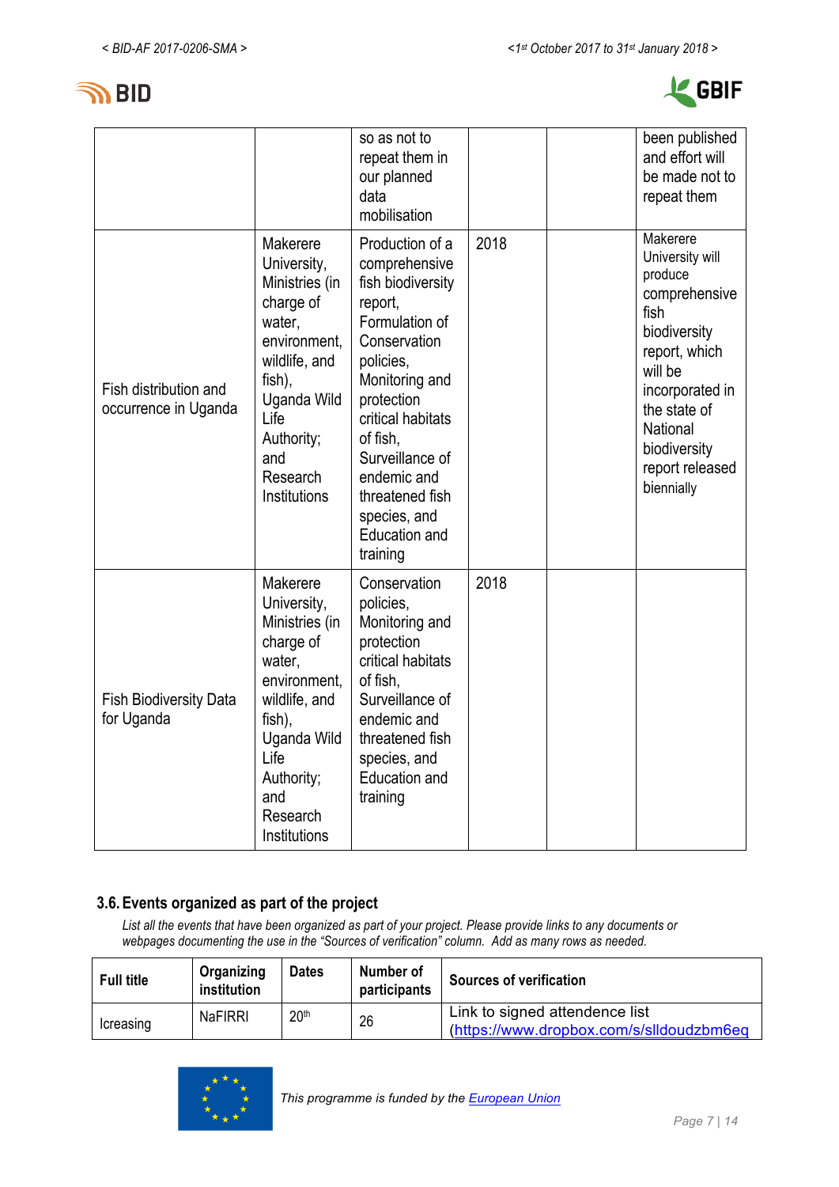| | | so as not to repeat them in our planned data mobilisation | | | been published and effort will be made not to repeat them |
|---|---|---|---|---|---|
| Fish distribution and occurrence in Uganda | Makerere University, Ministries (in charge of water, environment, wildlife, and fish), Uganda Wild Life Authority; and Research Institutions | Production of a comprehensive fish biodiversity report, Formulation of Conservation policies, Monitoring and protection critical habitats of fish, Surveillance of endemic and threatened fish species, and Education and training | 2018 | | Makerere University will produce comprehensive fish biodiversity report, which will be incorporated in the state of National biodiversity report released biennially |
| Fish Biodiversity Data for Uganda | Makerere University, Ministries (in charge of water, environment, wildlife, and fish), Uganda Wild Life Authority; and Research Institutions | Conservation policies, Monitoring and protection critical habitats of fish, Surveillance of endemic and threatened fish species, and Education and training | 2018 | | |

### 3.6. Events organized as part of the project

*List all the events that have been organized as part of your project. Please provide links to any documents or webpages documenting the use in the "Sources of verification" column. Add as many rows as needed.*

| Full title | Organizing institution | Dates | Number of participants | Sources of verification |
|---|---|---|---|---|
| Icreasing | NaFIRRI | 20th | 26 | Link to signed attendence list (https://www.dropbox.com/s/slldoudzbm6eq |

*This programme is funded by the European Union*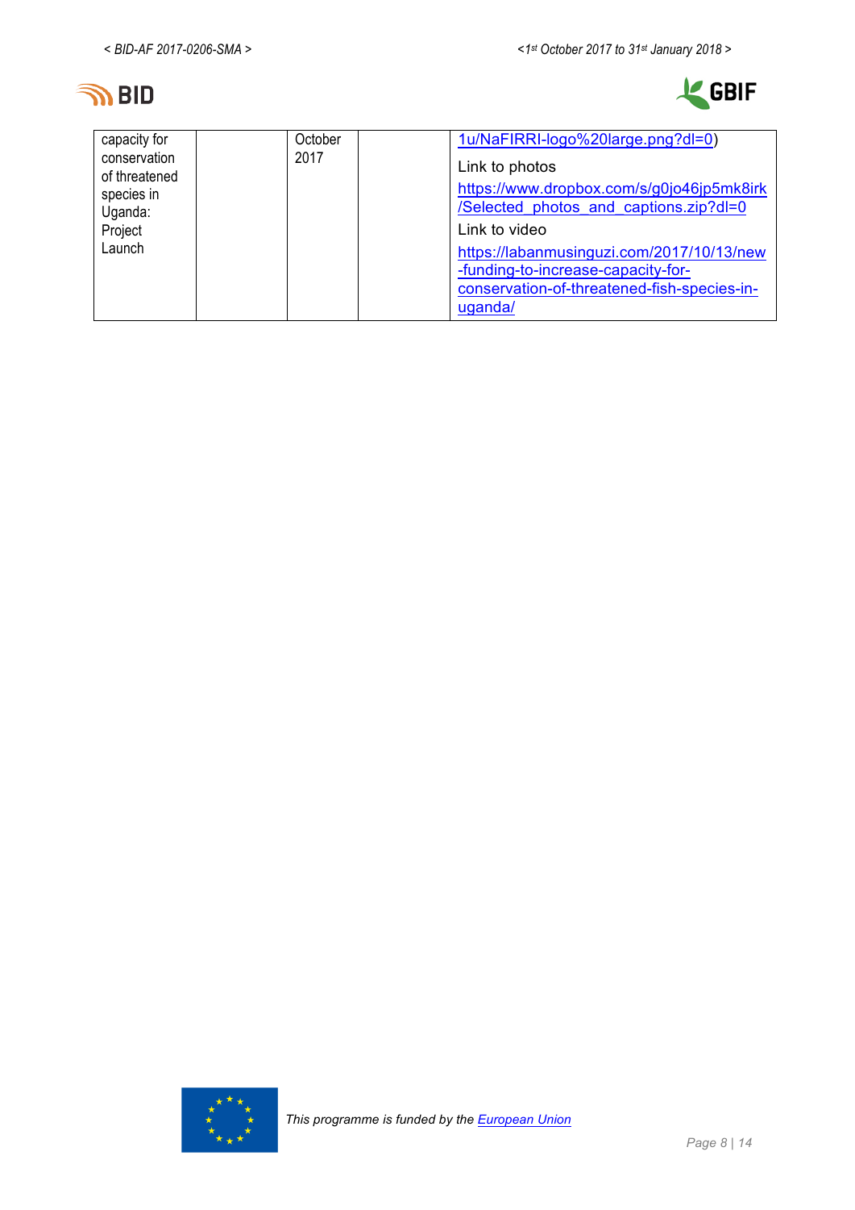| | | | | |
|---|---|---|---|---|
| capacity for conservation of threatened species in Uganda: Project Launch | | October 2017 | | 1u/NaFIRRI-logo%20large.png?dl=0)<br>Link to photos<br>https://www.dropbox.com/s/g0jo46jp5mk8irk/Selected_photos_and_captions.zip?dl=0<br>Link to video<br>https://labanmusinguzi.com/2017/10/13/new-funding-to-increase-capacity-for-conservation-of-threatened-fish-species-in-uganda/ |

*This programme is funded by the European Union*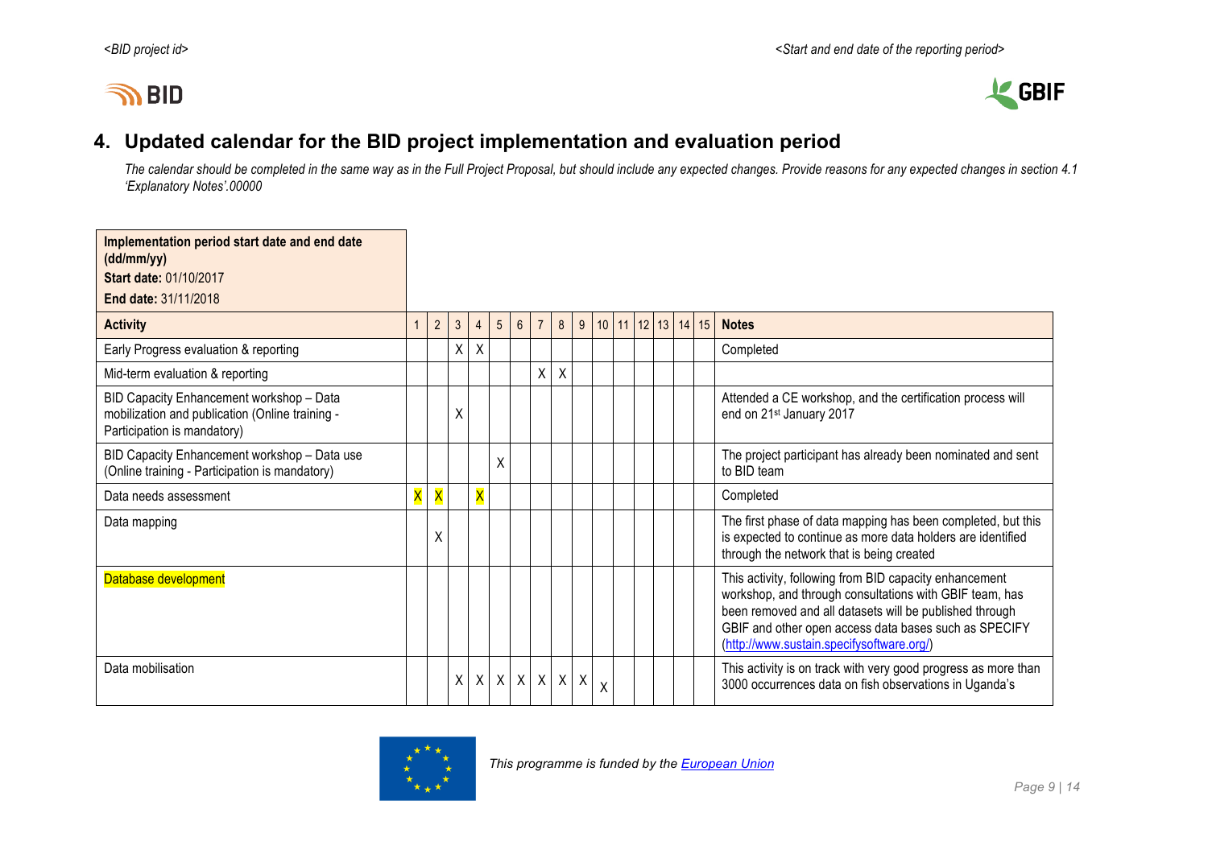## 4. Updated calendar for the BID project implementation and evaluation period

*The calendar should be completed in the same way as in the Full Project Proposal, but should include any expected changes. Provide reasons for any expected changes in section 4.1 'Explanatory Notes'.00000*

| **Implementation period start date and end date (dd/mm/yy)**<br>**Start date:** 01/10/2017<br>**End date:** 31/11/2018 | | | | | | | | | | | | | | | | |
|---|---|---|---|---|---|---|---|---|---|---|---|---|---|---|---|---|
| **Activity** | 1 | 2 | 3 | 4 | 5 | 6 | 7 | 8 | 9 | 10 | 11 | 12 | 13 | 14 | 15 | **Notes** |
| Early Progress evaluation & reporting | | | X | X | | | | | | | | | | | | Completed |
| Mid-term evaluation & reporting | | | | | | | X | X | | | | | | | | |
| BID Capacity Enhancement workshop – Data mobilization and publication (Online training - Participation is mandatory) | | | X | | | | | | | | | | | | | Attended a CE workshop, and the certification process will end on 21st January 2017 |
| BID Capacity Enhancement workshop – Data use (Online training - Participation is mandatory) | | | | | X | | | | | | | | | | | The project participant has already been nominated and sent to BID team |
| Data needs assessment | X | X | | X | | | | | | | | | | | | Completed |
| Data mapping | | X | | | | | | | | | | | | | | The first phase of data mapping has been completed, but this is expected to continue as more data holders are identified through the network that is being created |
| Database development | | | | | | | | | | | | | | | | This activity, following from BID capacity enhancement workshop, and through consultations with GBIF team, has been removed and all datasets will be published through GBIF and other open access data bases such as SPECIFY (http://www.sustain.specifysoftware.org/) |
| Data mobilisation | | | X | X | X | X | X | X | X | X | | | | | | This activity is on track with very good progress as more than 3000 occurrences data on fish observations in Uganda's |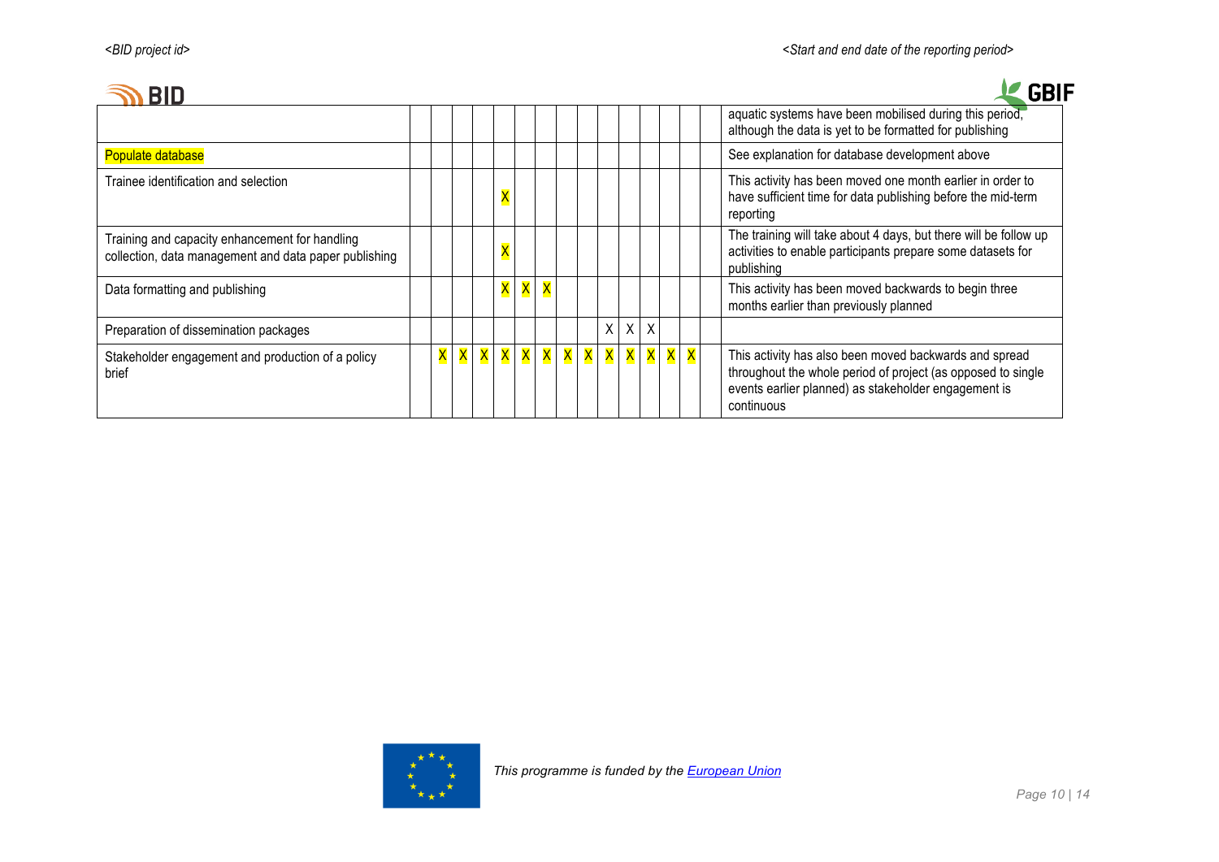| | | | | | | | | | | | | | | | | |
|---|---|---|---|---|---|---|---|---|---|---|---|---|---|---|---|---|
| | | | | | | | | | | | | | | | | aquatic systems have been mobilised during this period, although the data is yet to be formatted for publishing |
| Populate database | | | | | | | | | | | | | | | | See explanation for database development above |
| Trainee identification and selection | | | | | X | | | | | | | | | | | This activity has been moved one month earlier in order to have sufficient time for data publishing before the mid-term reporting |
| Training and capacity enhancement for handling collection, data management and data paper publishing | | | | | X | | | | | | | | | | | The training will take about 4 days, but there will be follow up activities to enable participants prepare some datasets for publishing |
| Data formatting and publishing | | | | | X | X | X | | | | | | | | | This activity has been moved backwards to begin three months earlier than previously planned |
| Preparation of dissemination packages | | | | | | | | | | X | X | X | | | | |
| Stakeholder engagement and production of a policy brief | | X | X | X | X | X | X | X | X | X | X | X | X | X | | This activity has also been moved backwards and spread throughout the whole period of project (as opposed to single events earlier planned) as stakeholder engagement is continuous |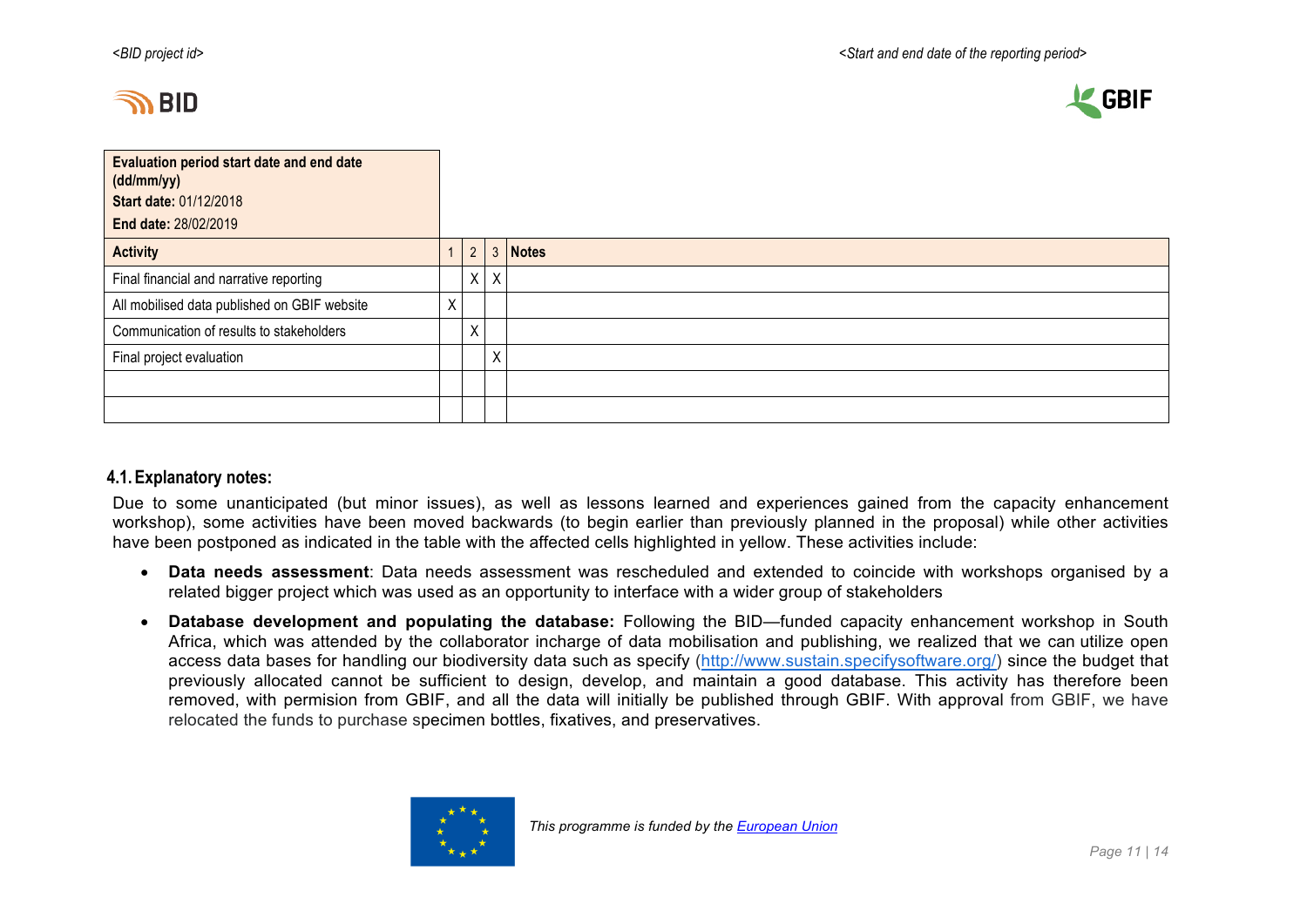| Evaluation period start date and end date (dd/mm/yy)<br>**Start date:** 01/12/2018<br>**End date:** 28/02/2019 | | | | |
|---|---|---|---|---|
| **Activity** | 1 | 2 | 3 | **Notes** |
| Final financial and narrative reporting | | X | X | |
| All mobilised data published on GBIF website | X | | | |
| Communication of results to stakeholders | | X | | |
| Final project evaluation | | | X | |
| | | | | |
| | | | | |

### 4.1. Explanatory notes:

Due to some unanticipated (but minor issues), as well as lessons learned and experiences gained from the capacity enhancement workshop), some activities have been moved backwards (to begin earlier than previously planned in the proposal) while other activities have been postponed as indicated in the table with the affected cells highlighted in yellow. These activities include:

- **Data needs assessment**: Data needs assessment was rescheduled and extended to coincide with workshops organised by a related bigger project which was used as an opportunity to interface with a wider group of stakeholders
- **Database development and populating the database:** Following the BID—funded capacity enhancement workshop in South Africa, which was attended by the collaborator incharge of data mobilisation and publishing, we realized that we can utilize open access data bases for handling our biodiversity data such as specify (http://www.sustain.specifysoftware.org/) since the budget that previously allocated cannot be sufficient to design, develop, and maintain a good database. This activity has therefore been removed, with permision from GBIF, and all the data will initially be published through GBIF. With approval from GBIF, we have relocated the funds to purchase specimen bottles, fixatives, and preservatives.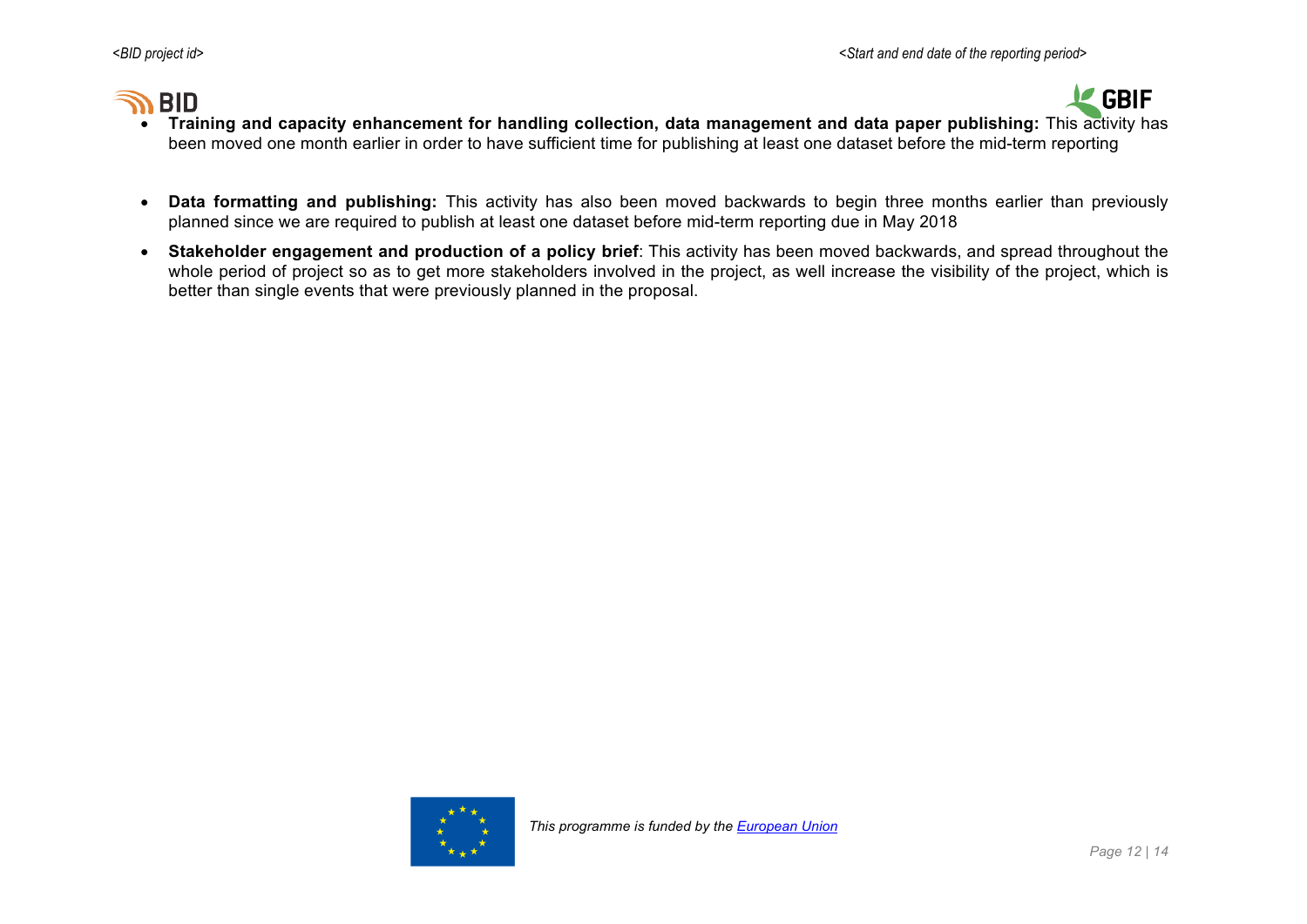- **Training and capacity enhancement for handling collection, data management and data paper publishing:** This activity has been moved one month earlier in order to have sufficient time for publishing at least one dataset before the mid-term reporting

- **Data formatting and publishing:** This activity has also been moved backwards to begin three months earlier than previously planned since we are required to publish at least one dataset before mid-term reporting due in May 2018
- **Stakeholder engagement and production of a policy brief**: This activity has been moved backwards, and spread throughout the whole period of project so as to get more stakeholders involved in the project, as well increase the visibility of the project, which is better than single events that were previously planned in the proposal.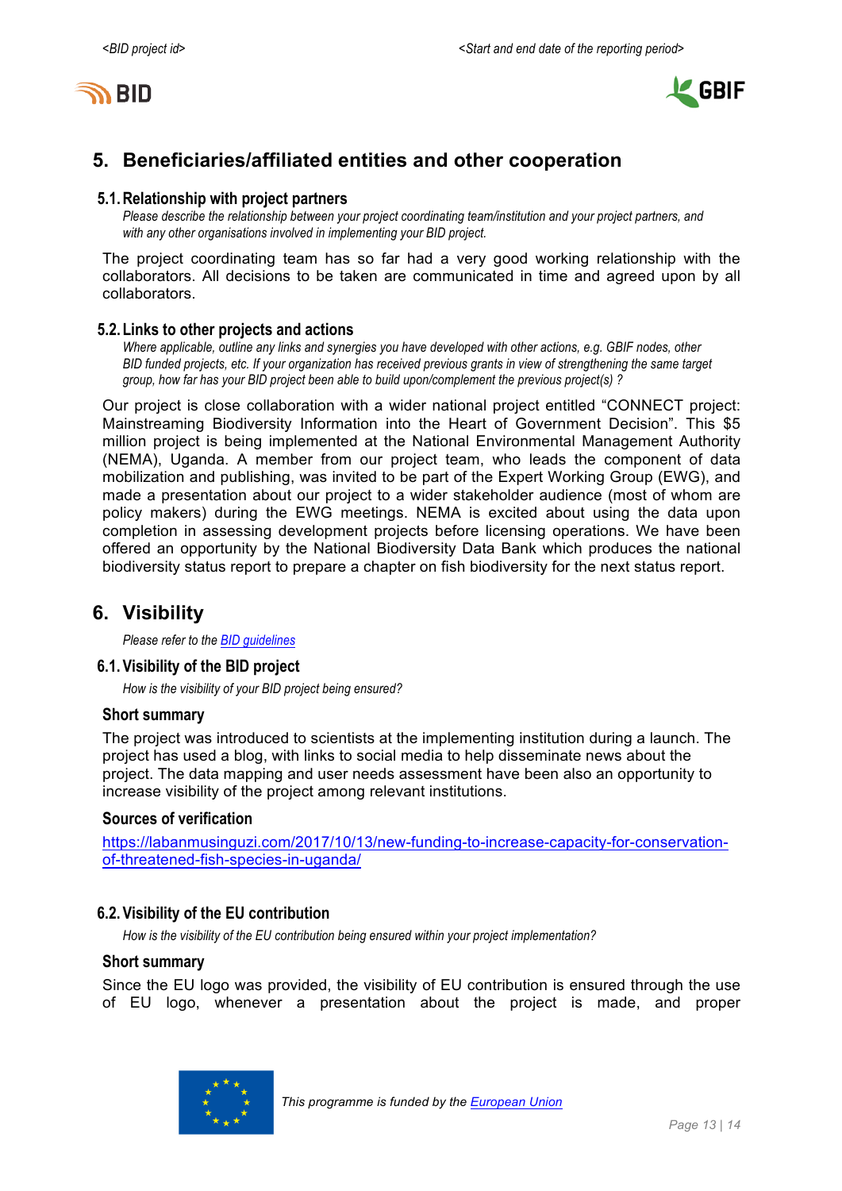## 5. Beneficiaries/affiliated entities and other cooperation

### 5.1. Relationship with project partners

*Please describe the relationship between your project coordinating team/institution and your project partners, and with any other organisations involved in implementing your BID project.*

The project coordinating team has so far had a very good working relationship with the collaborators. All decisions to be taken are communicated in time and agreed upon by all collaborators.

### 5.2. Links to other projects and actions

*Where applicable, outline any links and synergies you have developed with other actions, e.g. GBIF nodes, other BID funded projects, etc. If your organization has received previous grants in view of strengthening the same target group, how far has your BID project been able to build upon/complement the previous project(s) ?*

Our project is close collaboration with a wider national project entitled "CONNECT project: Mainstreaming Biodiversity Information into the Heart of Government Decision". This $5 million project is being implemented at the National Environmental Management Authority (NEMA), Uganda. A member from our project team, who leads the component of data mobilization and publishing, was invited to be part of the Expert Working Group (EWG), and made a presentation about our project to a wider stakeholder audience (most of whom are policy makers) during the EWG meetings. NEMA is excited about using the data upon completion in assessing development projects before licensing operations. We have been offered an opportunity by the National Biodiversity Data Bank which produces the national biodiversity status report to prepare a chapter on fish biodiversity for the next status report.

## 6. Visibility

*Please refer to the [BID guidelines](BID guidelines)*

### 6.1. Visibility of the BID project

*How is the visibility of your BID project being ensured?*

#### Short summary

The project was introduced to scientists at the implementing institution during a launch. The project has used a blog, with links to social media to help disseminate news about the project. The data mapping and user needs assessment have been also an opportunity to increase visibility of the project among relevant institutions.

#### Sources of verification

https://labanmusinguzi.com/2017/10/13/new-funding-to-increase-capacity-for-conservation-of-threatened-fish-species-in-uganda/

### 6.2. Visibility of the EU contribution

*How is the visibility of the EU contribution being ensured within your project implementation?*

#### Short summary

Since the EU logo was provided, the visibility of EU contribution is ensured through the use of EU logo, whenever a presentation about the project is made, and proper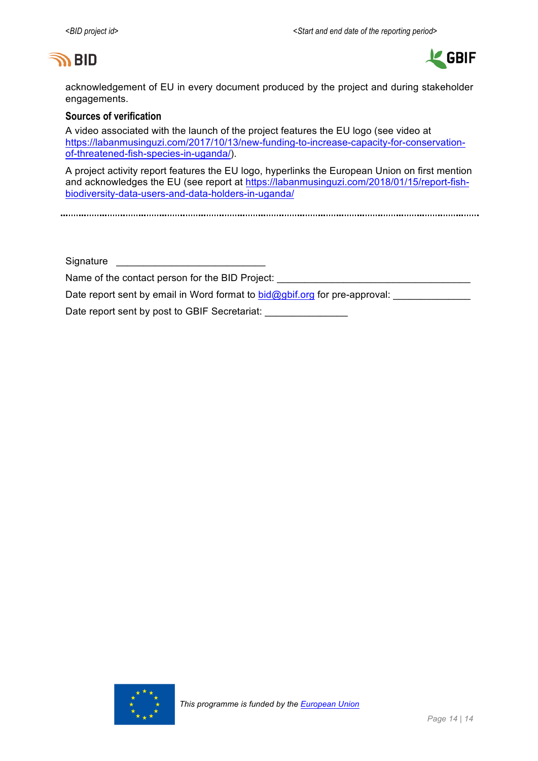acknowledgement of EU in every document produced by the project and during stakeholder engagements.

### Sources of verification

A video associated with the launch of the project features the EU logo (see video at https://labanmusinguzi.com/2017/10/13/new-funding-to-increase-capacity-for-conservation-of-threatened-fish-species-in-uganda/).

A project activity report features the EU logo, hyperlinks the European Union on first mention and acknowledges the EU (see report at https://labanmusinguzi.com/2018/01/15/report-fish-biodiversity-data-users-and-data-holders-in-uganda/

---

Signature ___________________________

Name of the contact person for the BID Project: ___________________________________

Date report sent by email in Word format to bid@gbif.org for pre-approval: ______________

Date report sent by post to GBIF Secretariat: _______________

*This programme is funded by the European Union*